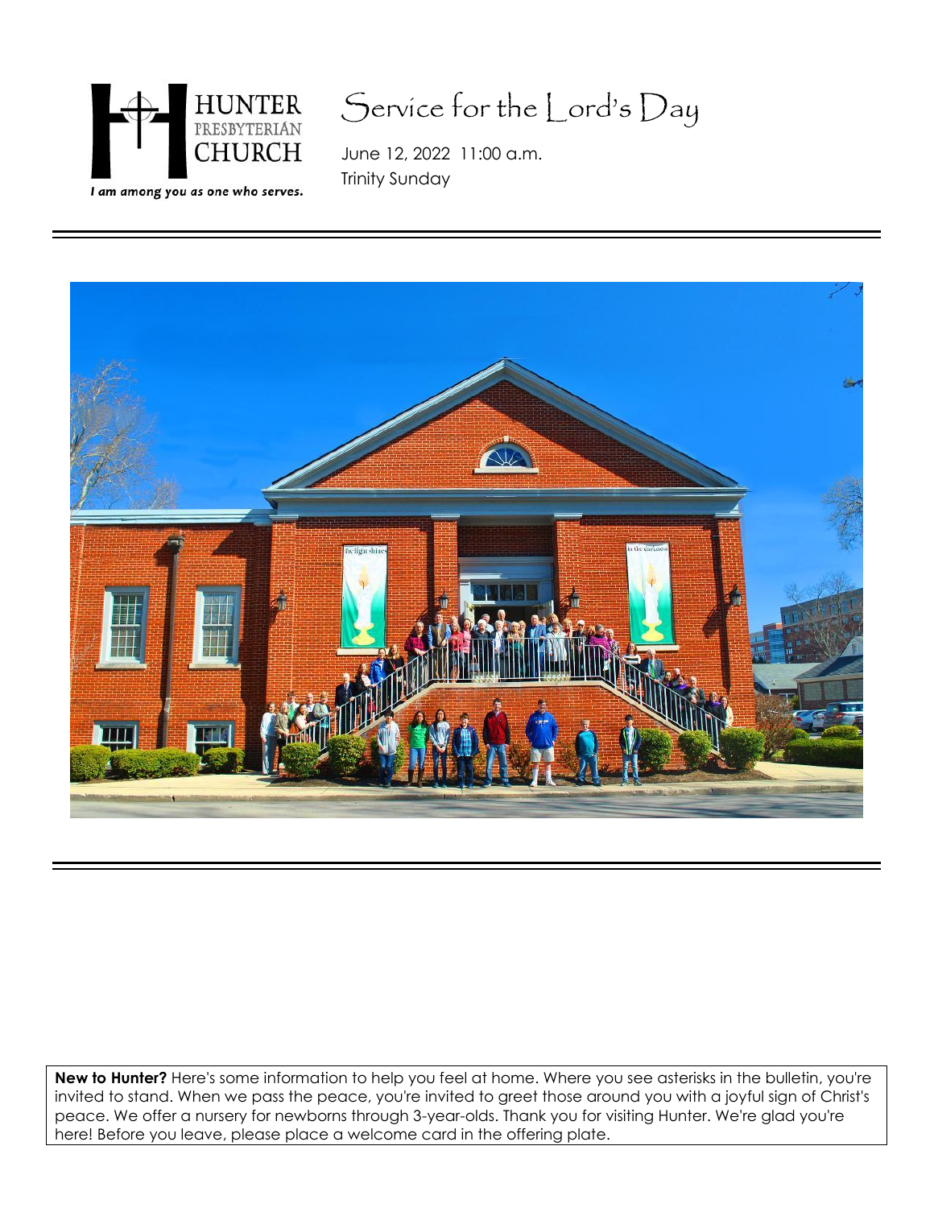HUNTER PRESBYTERIAN CHURCH

*I am among you as one who serves.*

# Service for the Lord's Day

June 12, 2022 11:00 a.m.
Trinity Sunday

---

**New to Hunter?** Here's some information to help you feel at home. Where you see asterisks in the bulletin, you're invited to stand. When we pass the peace, you're invited to greet those around you with a joyful sign of Christ's peace. We offer a nursery for newborns through 3-year-olds. Thank you for visiting Hunter. We're glad you're here! Before you leave, please place a welcome card in the offering plate.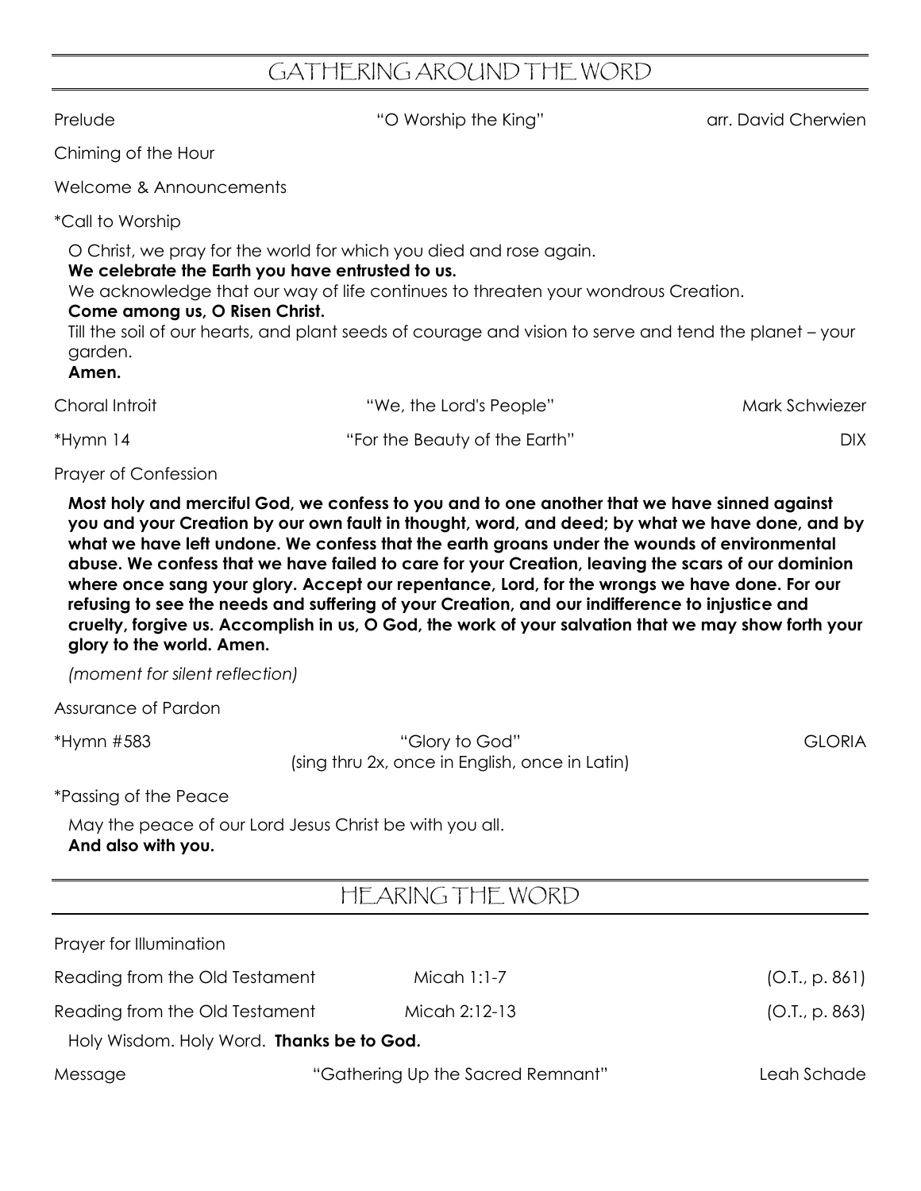## GATHERING AROUND THE WORD

Prelude "O Worship the King" arr. David Cherwien

Chiming of the Hour

Welcome & Announcements

*Call to Worship

O Christ, we pray for the world for which you died and rose again.
**We celebrate the Earth you have entrusted to us.**
We acknowledge that our way of life continues to threaten your wondrous Creation.
**Come among us, O Risen Christ.**
Till the soil of our hearts, and plant seeds of courage and vision to serve and tend the planet – your garden.
**Amen.**

Choral Introit "We, the Lord's People" Mark Schwiezer

*Hymn 14 "For the Beauty of the Earth" DIX

Prayer of Confession

**Most holy and merciful God, we confess to you and to one another that we have sinned against you and your Creation by our own fault in thought, word, and deed; by what we have done, and by what we have left undone. We confess that the earth groans under the wounds of environmental abuse. We confess that we have failed to care for your Creation, leaving the scars of our dominion where once sang your glory. Accept our repentance, Lord, for the wrongs we have done. For our refusing to see the needs and suffering of your Creation, and our indifference to injustice and cruelty, forgive us. Accomplish in us, O God, the work of your salvation that we may show forth your glory to the world. Amen.**

*(moment for silent reflection)*

Assurance of Pardon

*Hymn #583 "Glory to God" GLORIA
(sing thru 2x, once in English, once in Latin)

*Passing of the Peace

May the peace of our Lord Jesus Christ be with you all.
**And also with you.**

## HEARING THE WORD

Prayer for Illumination

Reading from the Old Testament Micah 1:1-7 (O.T., p. 861)

Reading from the Old Testament Micah 2:12-13 (O.T., p. 863)

Holy Wisdom. Holy Word. **Thanks be to God.**

Message "Gathering Up the Sacred Remnant" Leah Schade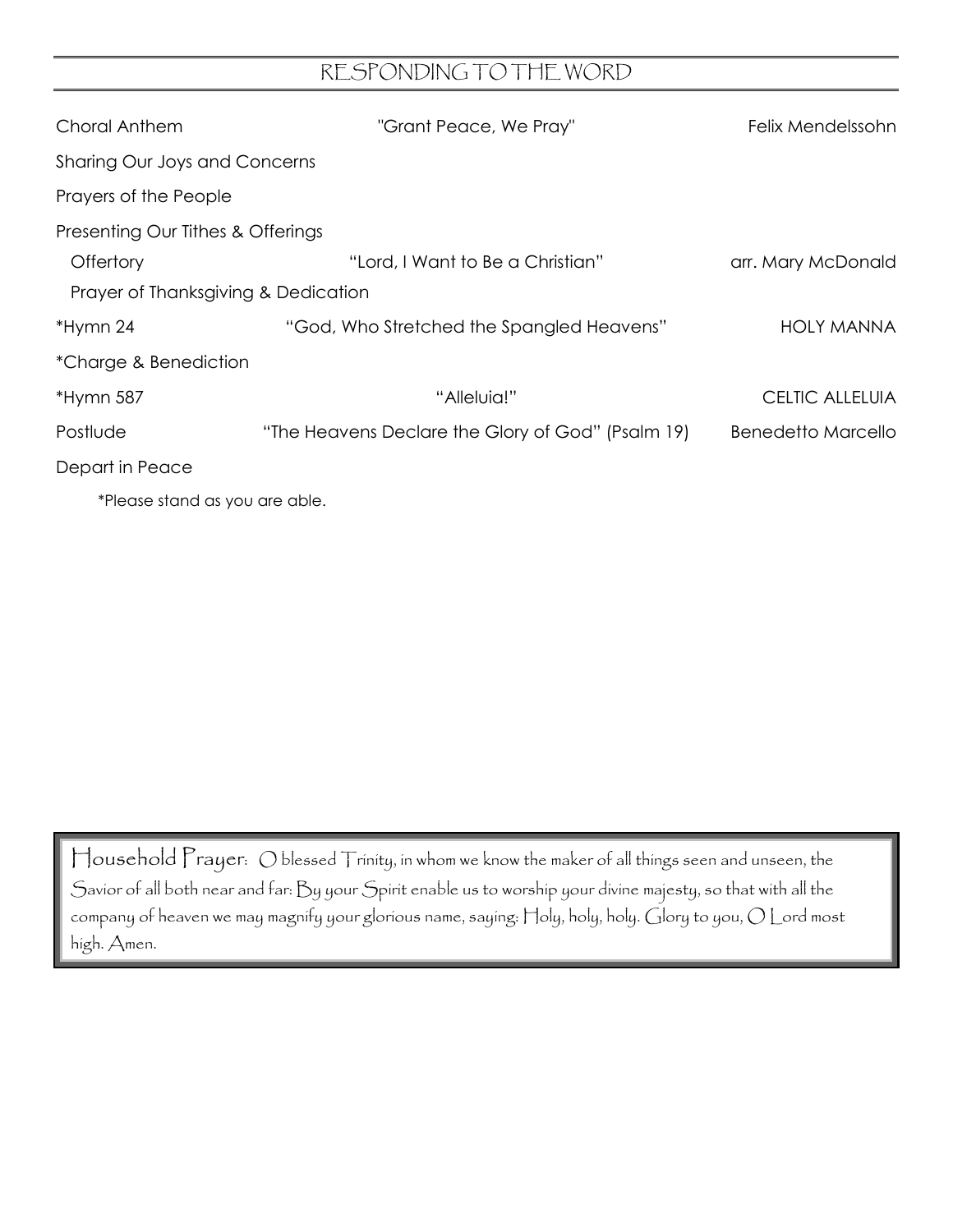## RESPONDING TO THE WORD

| | | |
|---|---|---|
| Choral Anthem | "Grant Peace, We Pray" | Felix Mendelssohn |
| Sharing Our Joys and Concerns | | |
| Prayers of the People | | |
| Presenting Our Tithes & Offerings | | |
| Offertory | "Lord, I Want to Be a Christian" | arr. Mary McDonald |
| Prayer of Thanksgiving & Dedication | | |
| *Hymn 24 | "God, Who Stretched the Spangled Heavens" | HOLY MANNA |
| *Charge & Benediction | | |
| *Hymn 587 | "Alleluia!" | CELTIC ALLELUIA |
| Postlude | "The Heavens Declare the Glory of God" (Psalm 19) | Benedetto Marcello |
| Depart in Peace | | |

*Please stand as you are able.

Household Prayer: O blessed Trinity, in whom we know the maker of all things seen and unseen, the Savior of all both near and far: By your Spirit enable us to worship your divine majesty, so that with all the company of heaven we may magnify your glorious name, saying: Holy, holy, holy. Glory to you, O Lord most high. Amen.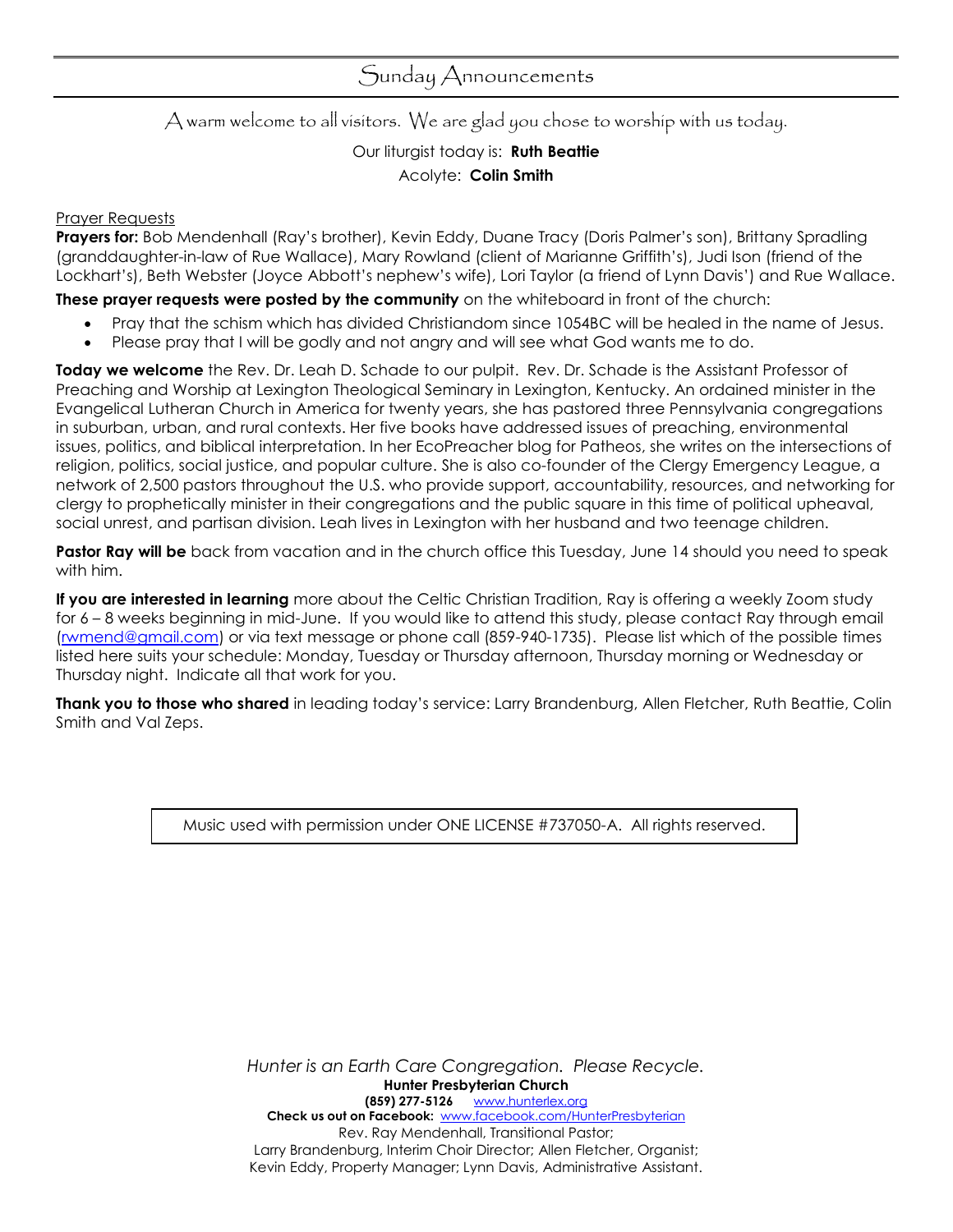# Sunday Announcements

A warm welcome to all visitors. We are glad you chose to worship with us today.

Our liturgist today is: **Ruth Beattie**

Acolyte: **Colin Smith**

Prayer Requests

**Prayers for:** Bob Mendenhall (Ray's brother), Kevin Eddy, Duane Tracy (Doris Palmer's son), Brittany Spradling (granddaughter-in-law of Rue Wallace), Mary Rowland (client of Marianne Griffith's), Judi Ison (friend of the Lockhart's), Beth Webster (Joyce Abbott's nephew's wife), Lori Taylor (a friend of Lynn Davis') and Rue Wallace.

**These prayer requests were posted by the community** on the whiteboard in front of the church:

- Pray that the schism which has divided Christiandom since 1054BC will be healed in the name of Jesus.
- Please pray that I will be godly and not angry and will see what God wants me to do.

**Today we welcome** the Rev. Dr. Leah D. Schade to our pulpit. Rev. Dr. Schade is the Assistant Professor of Preaching and Worship at Lexington Theological Seminary in Lexington, Kentucky. An ordained minister in the Evangelical Lutheran Church in America for twenty years, she has pastored three Pennsylvania congregations in suburban, urban, and rural contexts. Her five books have addressed issues of preaching, environmental issues, politics, and biblical interpretation. In her EcoPreacher blog for Patheos, she writes on the intersections of religion, politics, social justice, and popular culture. She is also co-founder of the Clergy Emergency League, a network of 2,500 pastors throughout the U.S. who provide support, accountability, resources, and networking for clergy to prophetically minister in their congregations and the public square in this time of political upheaval, social unrest, and partisan division. Leah lives in Lexington with her husband and two teenage children.

**Pastor Ray will be** back from vacation and in the church office this Tuesday, June 14 should you need to speak with him.

**If you are interested in learning** more about the Celtic Christian Tradition, Ray is offering a weekly Zoom study for 6 – 8 weeks beginning in mid-June. If you would like to attend this study, please contact Ray through email (rwmend@gmail.com) or via text message or phone call (859-940-1735). Please list which of the possible times listed here suits your schedule: Monday, Tuesday or Thursday afternoon, Thursday morning or Wednesday or Thursday night. Indicate all that work for you.

**Thank you to those who shared** in leading today's service: Larry Brandenburg, Allen Fletcher, Ruth Beattie, Colin Smith and Val Zeps.

Music used with permission under ONE LICENSE #737050-A. All rights reserved.

*Hunter is an Earth Care Congregation. Please Recycle.*

**Hunter Presbyterian Church**

**(859) 277-5126** www.hunterlex.org

**Check us out on Facebook:** www.facebook.com/HunterPresbyterian

Rev. Ray Mendenhall, Transitional Pastor;
Larry Brandenburg, Interim Choir Director; Allen Fletcher, Organist;
Kevin Eddy, Property Manager; Lynn Davis, Administrative Assistant.